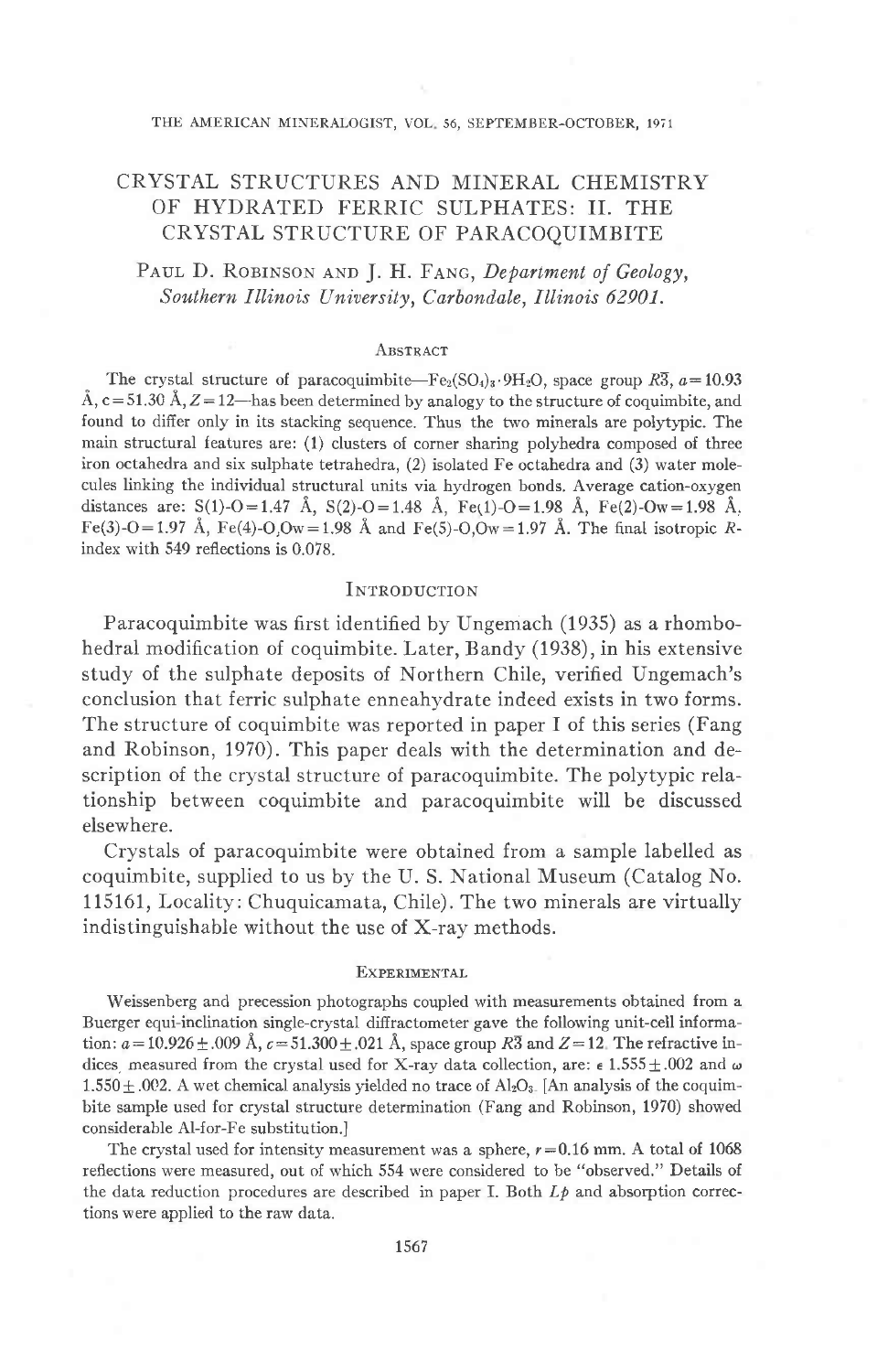# CRYSTAL STRUCTURES AND MINERAL CHEMISTRY OF HYDRATED FERRIC SULPHATES: II. THE CRYSTAL STRUCTURE OF PARACOQUIMBITE

PAUL D. ROBINSON AND J. H. FANG, *Department of Geology, Southern Illinois University, Carbondale, Illinois 62901.*

## ABSTRACT

The crystal structure of paracoquimbite—$Fe_2(SO_4)_3 \cdot 9H_2O$, space group $R\bar{3}$, $a = 10.93$ Å, $c = 51.30$ Å, $Z = 12$—has been determined by analogy to the structure of coquimbite, and found to differ only in its stacking sequence. Thus the two minerals are polytypic. The main structural features are: (1) clusters of corner sharing polyhedra composed of three iron octahedra and six sulphate tetrahedra, (2) isolated Fe octahedra and (3) water molecules linking the individual structural units via hydrogen bonds. Average cation-oxygen distances are: S(1)-O = 1.47 Å, S(2)-O = 1.48 Å, Fe(1)-O = 1.98 Å, Fe(2)-Ow = 1.98 Å, Fe(3)-O = 1.97 Å, Fe(4)-O,Ow = 1.98 Å and Fe(5)-O,Ow = 1.97 Å. The final isotropic *R*-index with 549 reflections is 0.078.

## INTRODUCTION

Paracoquimbite was first identified by Ungemach (1935) as a rhombohedral modification of coquimbite. Later, Bandy (1938), in his extensive study of the sulphate deposits of Northern Chile, verified Ungemach's conclusion that ferric sulphate enneahydrate indeed exists in two forms. The structure of coquimbite was reported in paper I of this series (Fang and Robinson, 1970). This paper deals with the determination and description of the crystal structure of paracoquimbite. The polytypic relationship between coquimbite and paracoquimbite will be discussed elsewhere.

Crystals of paracoquimbite were obtained from a sample labelled as coquimbite, supplied to us by the U. S. National Museum (Catalog No. 115161, Locality: Chuquicamata, Chile). The two minerals are virtually indistinguishable without the use of X-ray methods.

## EXPERIMENTAL

Weissenberg and precession photographs coupled with measurements obtained from a Buerger equi-inclination single-crystal diffractometer gave the following unit-cell information: $a = 10.926 \pm .009$ Å, $c = 51.300 \pm .021$ Å, space group $R\bar{3}$ and $Z = 12$. The refractive indices measured from the crystal used for X-ray data collection, are: $\epsilon$ 1.555 ± .002 and $\omega$ 1.550 ± .002. A wet chemical analysis yielded no trace of $Al_2O_3$. [An analysis of the coquimbite sample used for crystal structure determination (Fang and Robinson, 1970) showed considerable Al-for-Fe substitution.]

The crystal used for intensity measurement was a sphere, $r = 0.16$ mm. A total of 1068 reflections were measured, out of which 554 were considered to be "observed." Details of the data reduction procedures are described in paper I. Both *Lp* and absorption corrections were applied to the raw data.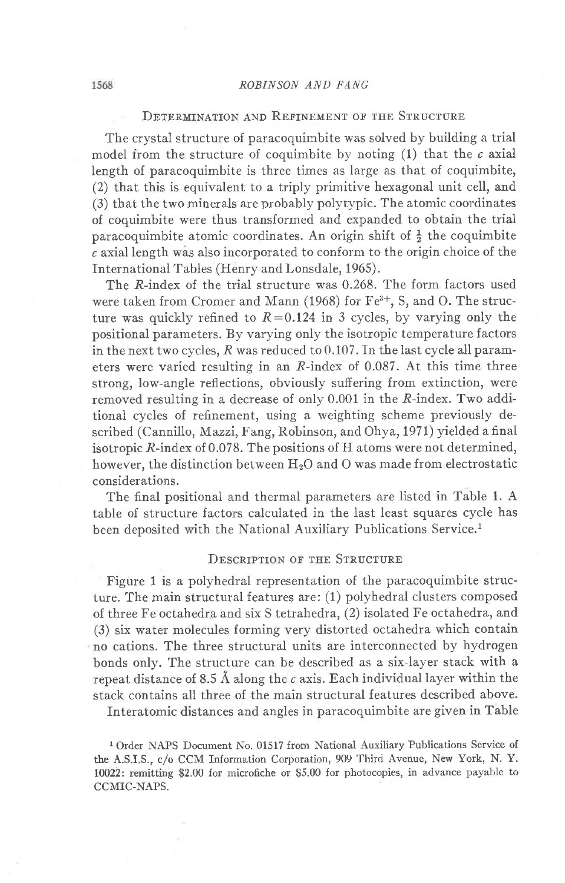## Determination and Refinement of the Structure

The crystal structure of paracoquimbite was solved by building a trial model from the structure of coquimbite by noting (1) that the *c* axial length of paracoquimbite is three times as large as that of coquimbite, (2) that this is equivalent to a triply primitive hexagonal unit cell, and (3) that the two minerals are probably polytypic. The atomic coordinates of coquimbite were thus transformed and expanded to obtain the trial paracoquimbite atomic coordinates. An origin shift of $\frac{1}{2}$ the coquimbite *c* axial length was also incorporated to conform to the origin choice of the International Tables (Henry and Lonsdale, 1965).

The *R*-index of the trial structure was 0.268. The form factors used were taken from Cromer and Mann (1968) for $Fe^{3+}$, S, and O. The structure was quickly refined to $R=0.124$ in 3 cycles, by varying only the positional parameters. By varying only the isotropic temperature factors in the next two cycles, *R* was reduced to 0.107. In the last cycle all parameters were varied resulting in an *R*-index of 0.087. At this time three strong, low-angle reflections, obviously suffering from extinction, were removed resulting in a decrease of only 0.001 in the *R*-index. Two additional cycles of refinement, using a weighting scheme previously described (Cannillo, Mazzi, Fang, Robinson, and Ohya, 1971) yielded a final isotropic *R*-index of 0.078. The positions of H atoms were not determined, however, the distinction between $H_2O$ and O was made from electrostatic considerations.

The final positional and thermal parameters are listed in Table 1. A table of structure factors calculated in the last least squares cycle has been deposited with the National Auxiliary Publications Service.[1]

## Description of the Structure

Figure 1 is a polyhedral representation of the paracoquimbite structure. The main structural features are: (1) polyhedral clusters composed of three Fe octahedra and six S tetrahedra, (2) isolated Fe octahedra, and (3) six water molecules forming very distorted octahedra which contain no cations. The three structural units are interconnected by hydrogen bonds only. The structure can be described as a six-layer stack with a repeat distance of 8.5 Å along the *c* axis. Each individual layer within the stack contains all three of the main structural features described above.

Interatomic distances and angles in paracoquimbite are given in Table

[1] Order NAPS Document No. 01517 from National Auxiliary Publications Service of the A.S.I.S., c/o CCM Information Corporation, 909 Third Avenue, New York, N. Y. 10022: remitting $2.00 for microfiche or $5.00 for photocopies, in advance payable to CCMIC-NAPS.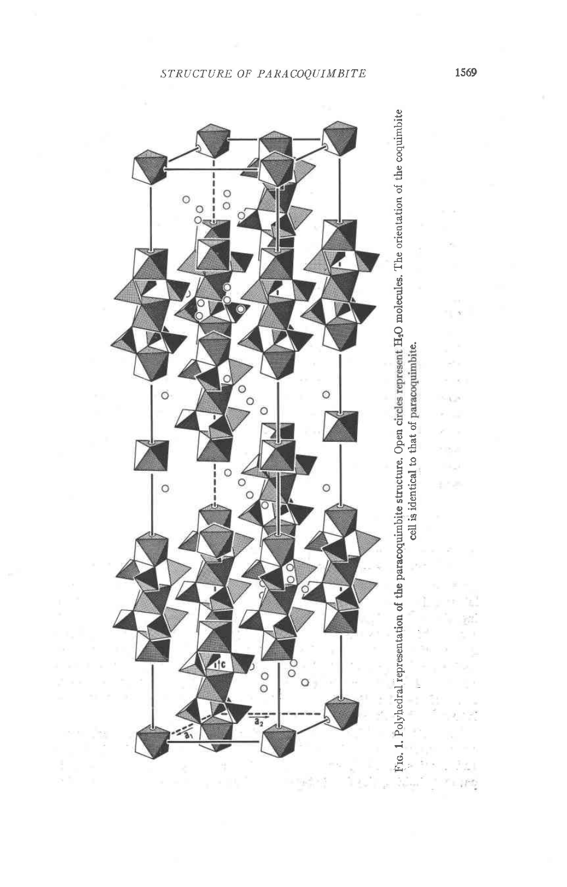FIG. 1. Polyhedral representation of the paracoquimbite structure. Open circles represent $H_2O$ molecules. The orientation of the coquimbite cell is identical to that of paracoquimbite.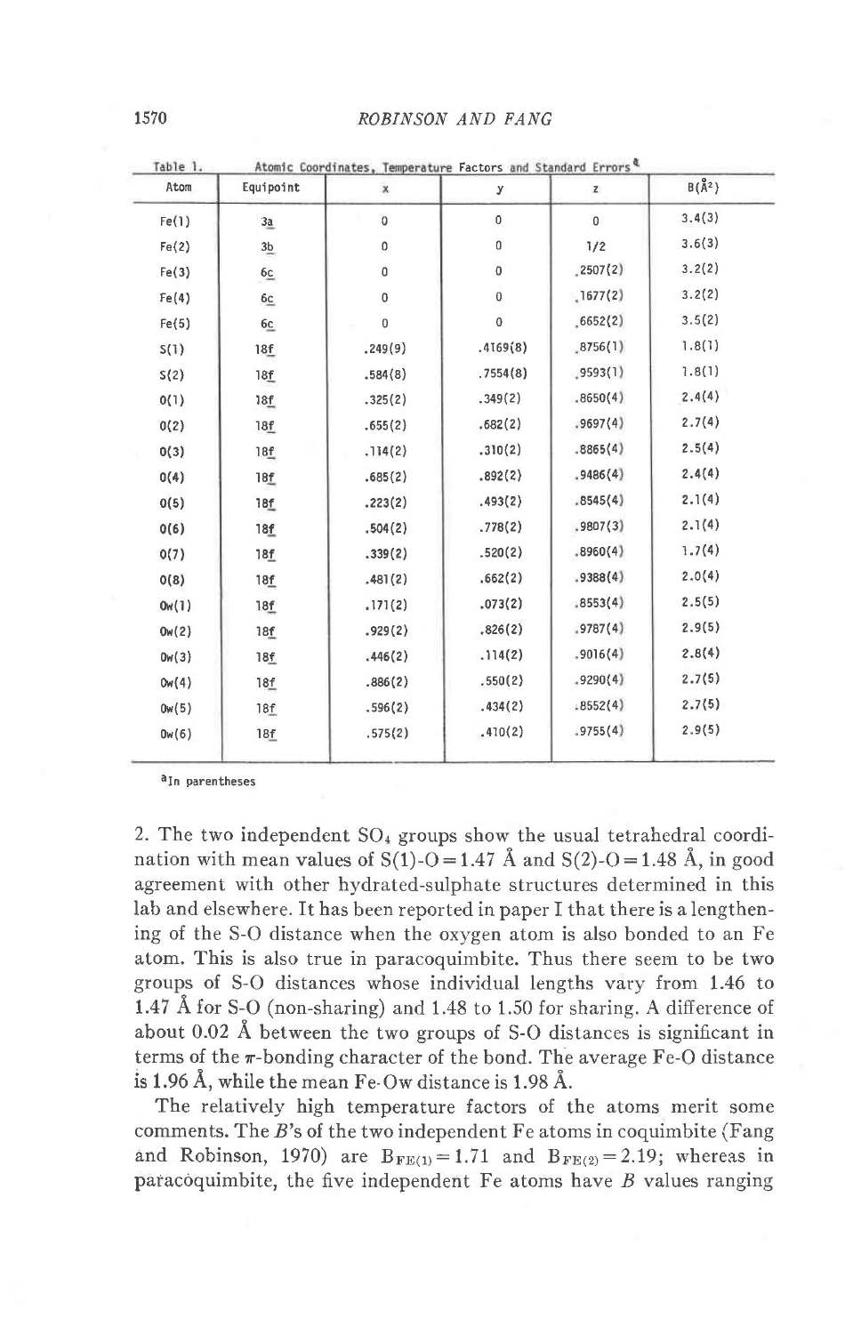Table 1. Atomic Coordinates, Temperature Factors and Standard Errors[a]

| Atom | Equipoint | x | y | z | B(Å²) |
|---|---|---|---|---|---|
| Fe(1) | 3a | 0 | 0 | 0 | 3.4(3) |
| Fe(2) | 3b | 0 | 0 | 1/2 | 3.6(3) |
| Fe(3) | 6c | 0 | 0 | .2507(2) | 3.2(2) |
| Fe(4) | 6c | 0 | 0 | .1677(2) | 3.2(2) |
| Fe(5) | 6c | 0 | 0 | .6652(2) | 3.5(2) |
| S(1) | 18f | .249(9) | .4169(8) | .8756(1) | 1.8(1) |
| S(2) | 18f | .584(8) | .7554(8) | .9593(1) | 1.8(1) |
| O(1) | 18f | .325(2) | .349(2) | .8650(4) | 2.4(4) |
| O(2) | 18f | .655(2) | .682(2) | .9697(4) | 2.7(4) |
| O(3) | 18f | .114(2) | .310(2) | .8865(4) | 2.5(4) |
| O(4) | 18f | .685(2) | .892(2) | .9486(4) | 2.4(4) |
| O(5) | 18f | .223(2) | .493(2) | .8545(4) | 2.1(4) |
| O(6) | 18f | .504(2) | .778(2) | .9807(3) | 2.1(4) |
| O(7) | 18f | .339(2) | .520(2) | .8960(4) | 1.7(4) |
| O(8) | 18f | .481(2) | .662(2) | .9388(4) | 2.0(4) |
| Ow(1) | 18f | .171(2) | .073(2) | .8553(4) | 2.5(5) |
| Ow(2) | 18f | .929(2) | .826(2) | .9787(4) | 2.9(5) |
| Ow(3) | 18f | .446(2) | .114(2) | .9016(4) | 2.8(4) |
| Ow(4) | 18f | .886(2) | .550(2) | .9290(4) | 2.7(5) |
| Ow(5) | 18f | .596(2) | .434(2) | .8552(4) | 2.7(5) |
| Ow(6) | 18f | .575(2) | .410(2) | .9755(4) | 2.9(5) |

[a]In parentheses

2. The two independent $SO_4$ groups show the usual tetrahedral coordination with mean values of S(1)-O = 1.47 Å and S(2)-O = 1.48 Å, in good agreement with other hydrated-sulphate structures determined in this lab and elsewhere. It has been reported in paper I that there is a lengthening of the S-O distance when the oxygen atom is also bonded to an Fe atom. This is also true in paracoquimbite. Thus there seem to be two groups of S-O distances whose individual lengths vary from 1.46 to 1.47 Å for S-O (non-sharing) and 1.48 to 1.50 for sharing. A difference of about 0.02 Å between the two groups of S-O distances is significant in terms of the $\pi$-bonding character of the bond. The average Fe-O distance is 1.96 Å, while the mean Fe-Ow distance is 1.98 Å.

The relatively high temperature factors of the atoms merit some comments. The *B*'s of the two independent Fe atoms in coquimbite (Fang and Robinson, 1970) are $B_{FE(1)} = 1.71$ and $B_{FE(2)} = 2.19$; whereas in paracoquimbite, the five independent Fe atoms have *B* values ranging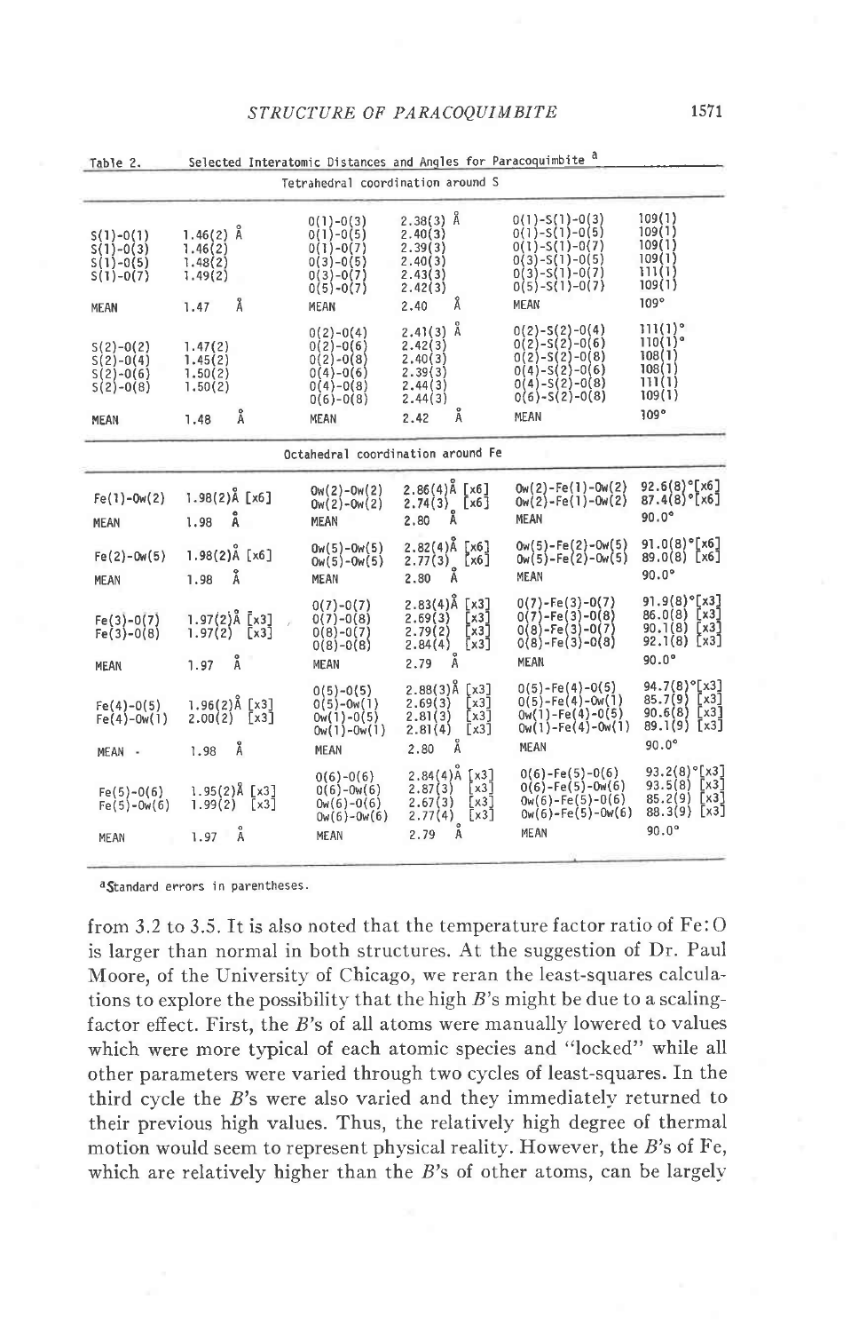Table 2. Selected Interatomic Distances and Angles for Paracoquimbite [a]

| Tetrahedral coordination around S | | | | | |
|---|---|---|---|---|---|
| S(1)-O(1) | 1.46(2) Å | O(1)-O(3) | 2.38(3) Å | O(1)-S(1)-O(3) | 109(1) |
| S(1)-O(3) | 1.46(2) | O(1)-O(5) | 2.40(3) | O(1)-S(1)-O(5) | 109(1) |
| S(1)-O(5) | 1.48(2) | O(1)-O(7) | 2.39(3) | O(1)-S(1)-O(7) | 109(1) |
| S(1)-O(7) | 1.49(2) | O(3)-O(5) | 2.40(3) | O(3)-S(1)-O(5) | 109(1) |
| | | O(3)-O(7) | 2.43(3) | O(3)-S(1)-O(7) | 111(1) |
| | | O(5)-O(7) | 2.42(3) | O(5)-S(1)-O(7) | 109(1) |
| MEAN | 1.47 Å | MEAN | 2.40 Å | MEAN | 109° |
| S(2)-O(2) | 1.47(2) | O(2)-O(4) | 2.41(3) Å | O(2)-S(2)-O(4) | 111(1)° |
| S(2)-O(4) | 1.45(2) | O(2)-O(6) | 2.42(3) | O(2)-S(2)-O(6) | 110(1)° |
| S(2)-O(6) | 1.50(2) | O(2)-O(8) | 2.40(3) | O(2)-S(2)-O(8) | 108(1) |
| S(2)-O(8) | 1.50(2) | O(4)-O(6) | 2.39(3) | O(4)-S(2)-O(6) | 108(1) |
| | | O(4)-O(8) | 2.44(3) | O(4)-S(2)-O(8) | 111(1) |
| | | O(6)-O(8) | 2.44(3) | O(6)-S(2)-O(8) | 109(1) |
| MEAN | 1.48 Å | MEAN | 2.42 Å | MEAN | 109° |
| **Octahedral coordination around Fe** | | | | | |
| Fe(1)-Ow(2) | 1.98(2)Å [x6] | Ow(2)-Ow(2) | 2.86(4)Å [x6] | Ow(2)-Fe(1)-Ow(2) | 92.6(8)°[x6] |
| | | Ow(2)-Ow(2) | 2.74(3) [x6] | Ow(2)-Fe(1)-Ow(2) | 87.4(8)°[x6] |
| MEAN | 1.98 Å | MEAN | 2.80 Å | MEAN | 90.0° |
| Fe(2)-Ow(5) | 1.98(2)Å [x6] | Ow(5)-Ow(5) | 2.82(4)Å [x6] | Ow(5)-Fe(2)-Ow(5) | 91.0(8)°[x6] |
| | | Ow(5)-Ow(5) | 2.77(3) [x6] | Ow(5)-Fe(2)-Ow(5) | 89.0(8) [x6] |
| MEAN | 1.98 Å | MEAN | 2.80 Å | MEAN | 90.0° |
| Fe(3)-O(7) | 1.97(2)Å [x3] | O(7)-O(7) | 2.83(4)Å [x3] | O(7)-Fe(3)-O(7) | 91.9(8)°[x3] |
| Fe(3)-O(8) | 1.97(2) [x3] | O(7)-O(8) | 2.69(3) [x3] | O(7)-Fe(3)-O(8) | 86.0(8) [x3] |
| | | O(8)-O(7) | 2.79(2) [x3] | O(8)-Fe(3)-O(7) | 90.1(8) [x3] |
| | | O(8)-O(8) | 2.84(4) [x3] | O(8)-Fe(3)-O(8) | 92.1(8) [x3] |
| MEAN | 1.97 Å | MEAN | 2.79 Å | MEAN | 90.0° |
| Fe(4)-O(5) | 1.96(2)Å [x3] | O(5)-O(5) | 2.88(3)Å [x3] | O(5)-Fe(4)-O(5) | 94.7(8)°[x3] |
| Fe(4)-Ow(1) | 2.00(2) [x3] | O(5)-Ow(1) | 2.69(3) [x3] | O(5)-Fe(4)-Ow(1) | 85.7(9) [x3] |
| | | Ow(1)-O(5) | 2.81(3) [x3] | Ow(1)-Fe(4)-O(5) | 90.6(8) [x3] |
| | | Ow(1)-Ow(1) | 2.81(4) [x3] | Ow(1)-Fe(4)-Ow(1) | 89.1(9) [x3] |
| MEAN | 1.98 Å | MEAN | 2.80 Å | MEAN | 90.0° |
| Fe(5)-O(6) | 1.95(2)Å [x3] | O(6)-O(6) | 2.84(4)Å [x3] | O(6)-Fe(5)-O(6) | 93.2(8)°[x3] |
| Fe(5)-Ow(6) | 1.99(2) [x3] | O(6)-Ow(6) | 2.87(3) [x3] | O(6)-Fe(5)-Ow(6) | 93.5(8) [x3] |
| | | Ow(6)-O(6) | 2.67(3) [x3] | Ow(6)-Fe(5)-O(6) | 85.2(9) [x3] |
| | | Ow(6)-Ow(6) | 2.77(4) [x3] | Ow(6)-Fe(5)-Ow(6) | 88.3(9) [x3] |
| MEAN | 1.97 Å | MEAN | 2.79 Å | MEAN | 90.0° |

[a] Standard errors in parentheses.

from 3.2 to 3.5. It is also noted that the temperature factor ratio of Fe:O is larger than normal in both structures. At the suggestion of Dr. Paul Moore, of the University of Chicago, we reran the least-squares calculations to explore the possibility that the high $B$'s might be due to a scaling-factor effect. First, the $B$'s of all atoms were manually lowered to values which were more typical of each atomic species and "locked" while all other parameters were varied through two cycles of least-squares. In the third cycle the $B$'s were also varied and they immediately returned to their previous high values. Thus, the relatively high degree of thermal motion would seem to represent physical reality. However, the $B$'s of Fe, which are relatively higher than the $B$'s of other atoms, can be largely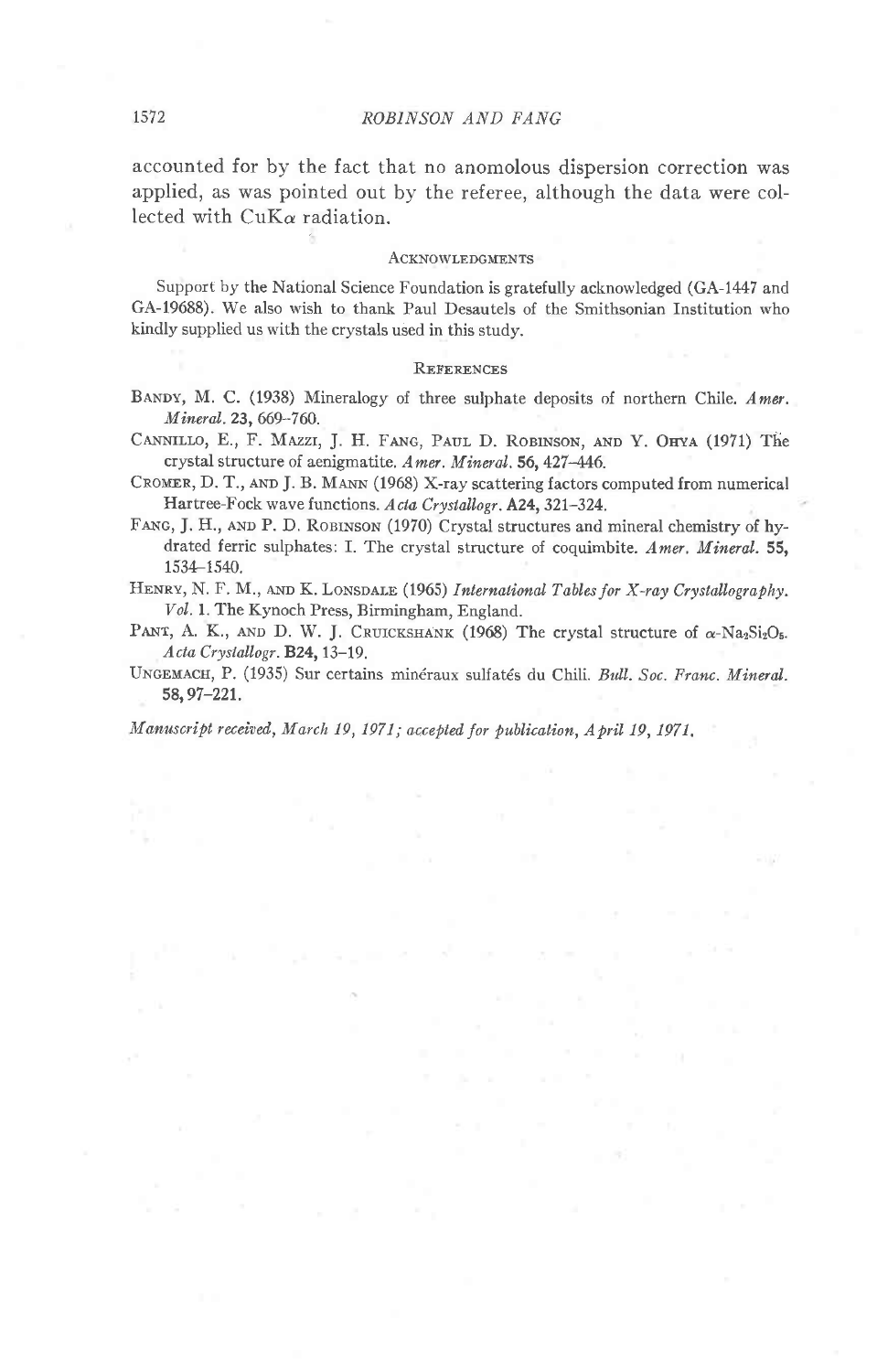accounted for by the fact that no anomolous dispersion correction was applied, as was pointed out by the referee, although the data were collected with CuK$\alpha$ radiation.

## Acknowledgments

Support by the National Science Foundation is gratefully acknowledged (GA-1447 and GA-19688). We also wish to thank Paul Desautels of the Smithsonian Institution who kindly supplied us with the crystals used in this study.

## References

Bandy, M. C. (1938) Mineralogy of three sulphate deposits of northern Chile. *Amer. Mineral.* **23,** 669–760.

Cannillo, E., F. Mazzi, J. H. Fang, Paul D. Robinson, and Y. Ohya (1971) The crystal structure of aenigmatite. *Amer. Mineral.* **56,** 427–446.

Cromer, D. T., and J. B. Mann (1968) X-ray scattering factors computed from numerical Hartree-Fock wave functions. *Acta Crystallogr.* **A24,** 321–324.

Fang, J. H., and P. D. Robinson (1970) Crystal structures and mineral chemistry of hydrated ferric sulphates: I. The crystal structure of coquimbite. *Amer. Mineral.* **55,** 1534–1540.

Henry, N. F. M., and K. Lonsdale (1965) *International Tables for X-ray Crystallography. Vol.* 1. The Kynoch Press, Birmingham, England.

Pant, A. K., and D. W. J. Cruickshank (1968) The crystal structure of $\alpha$-$Na_2Si_2O_5$. *Acta Crystallogr.* **B24,** 13–19.

Ungemach, P. (1935) Sur certains minéraux sulfatés du Chili. *Bull. Soc. Franc. Mineral.* **58,** 97–221.

*Manuscript received, March 19, 1971; accepted for publication, April 19, 1971.*